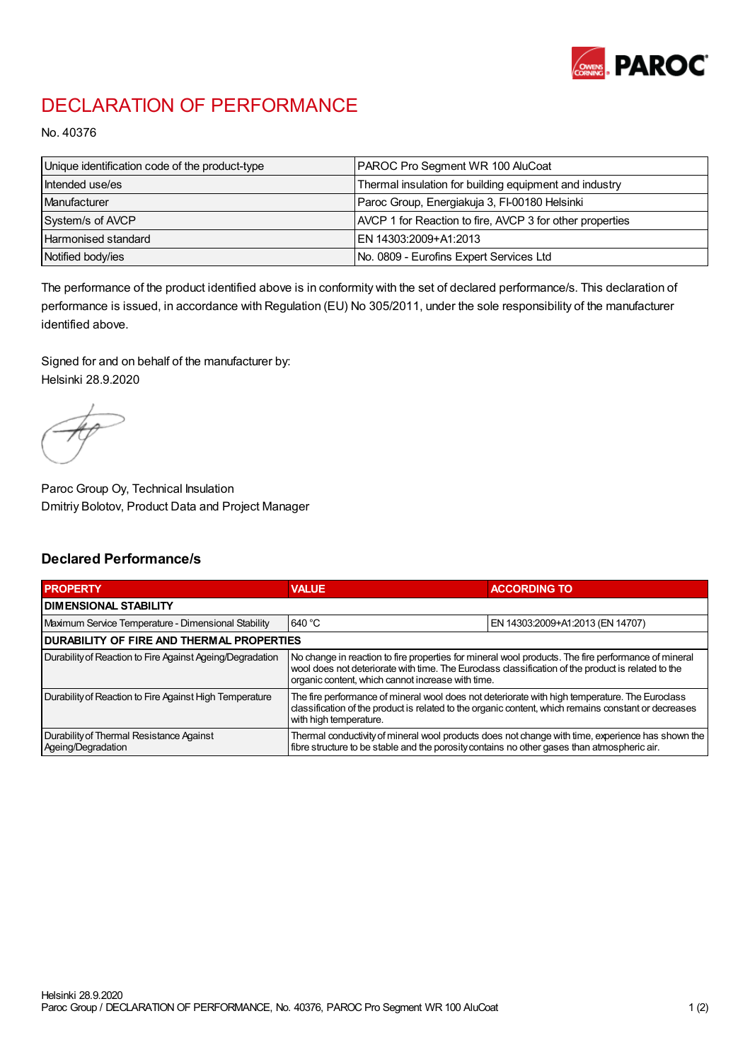# DECLARATION OF PERFORMANCE

No. 40376

| Unique identification code of the product-type | PAROC Pro Segment WR 100 AluCoat |
|---|---|
| Intended use/es | Thermal insulation for building equipment and industry |
| Manufacturer | Paroc Group, Energiakuja 3, FI-00180 Helsinki |
| System/s of AVCP | AVCP 1 for Reaction to fire, AVCP 3 for other properties |
| Harmonised standard | EN 14303:2009+A1:2013 |
| Notified body/ies | No. 0809 - Eurofins Expert Services Ltd |

The performance of the product identified above is in conformity with the set of declared performance/s. This declaration of performance is issued, in accordance with Regulation (EU) No 305/2011, under the sole responsibility of the manufacturer identified above.

Signed for and on behalf of the manufacturer by:
Helsinki 28.9.2020

Paroc Group Oy, Technical Insulation
Dmitriy Bolotov, Product Data and Project Manager

## Declared Performance/s

| PROPERTY | VALUE | ACCORDING TO |
|---|---|---|
| **DIMENSIONAL STABILITY** | | |
| Maximum Service Temperature - Dimensional Stability | 640 °C | EN 14303:2009+A1:2013 (EN 14707) |
| **DURABILITY OF FIRE AND THERMAL PROPERTIES** | | |
| Durability of Reaction to Fire Against Ageing/Degradation | No change in reaction to fire properties for mineral wool products. The fire performance of mineral wool does not deteriorate with time. The Euroclass classification of the product is related to the organic content, which cannot increase with time. | |
| Durability of Reaction to Fire Against High Temperature | The fire performance of mineral wool does not deteriorate with high temperature. The Euroclass classification of the product is related to the organic content, which remains constant or decreases with high temperature. | |
| Durability of Thermal Resistance Against Ageing/Degradation | Thermal conductivity of mineral wool products does not change with time, experience has shown the fibre structure to be stable and the porosity contains no other gases than atmospheric air. | |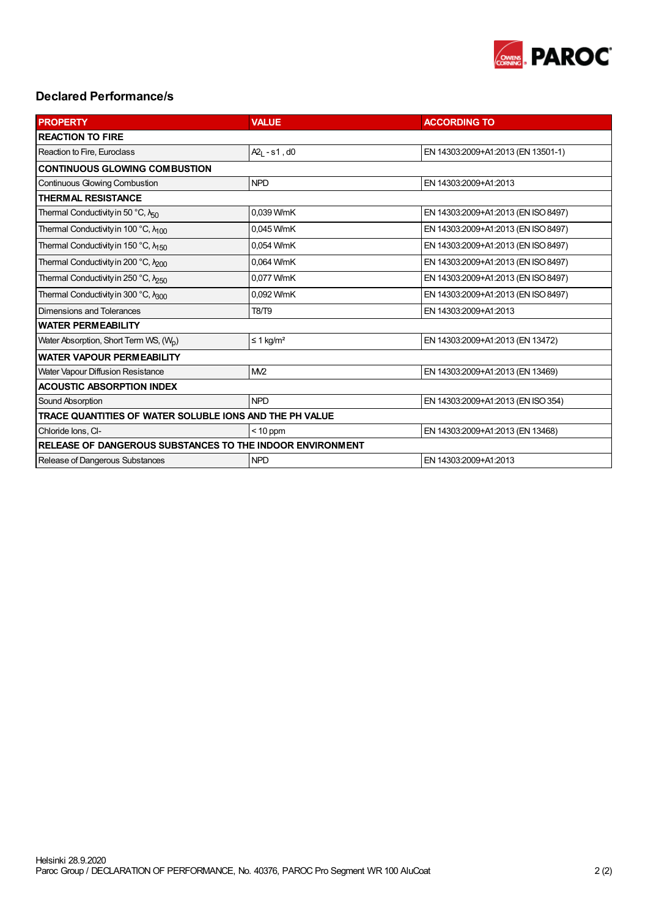## Declared Performance/s

| PROPERTY | VALUE | ACCORDING TO |
|---|---|---|
| **REACTION TO FIRE** | | |
| Reaction to Fire, Euroclass | $A2_L$ - s1 , d0 | EN 14303:2009+A1:2013 (EN 13501-1) |
| **CONTINUOUS GLOWING COMBUSTION** | | |
| Continuous Glowing Combustion | NPD | EN 14303:2009+A1:2013 |
| **THERMAL RESISTANCE** | | |
| Thermal Conductivity in 50 °C, $\lambda_{50}$ | 0,039 W/mK | EN 14303:2009+A1:2013 (EN ISO 8497) |
| Thermal Conductivity in 100 °C, $\lambda_{100}$ | 0,045 W/mK | EN 14303:2009+A1:2013 (EN ISO 8497) |
| Thermal Conductivity in 150 °C, $\lambda_{150}$ | 0,054 W/mK | EN 14303:2009+A1:2013 (EN ISO 8497) |
| Thermal Conductivity in 200 °C, $\lambda_{200}$ | 0,064 W/mK | EN 14303:2009+A1:2013 (EN ISO 8497) |
| Thermal Conductivity in 250 °C, $\lambda_{250}$ | 0,077 W/mK | EN 14303:2009+A1:2013 (EN ISO 8497) |
| Thermal Conductivity in 300 °C, $\lambda_{300}$ | 0,092 W/mK | EN 14303:2009+A1:2013 (EN ISO 8497) |
| Dimensions and Tolerances | T8/T9 | EN 14303:2009+A1:2013 |
| **WATER PERMEABILITY** | | |
| Water Absorption, Short Term WS, ($W_p$) | ≤ 1 kg/m² | EN 14303:2009+A1:2013 (EN 13472) |
| **WATER VAPOUR PERMEABILITY** | | |
| Water Vapour Diffusion Resistance | MV2 | EN 14303:2009+A1:2013 (EN 13469) |
| **ACOUSTIC ABSORPTION INDEX** | | |
| Sound Absorption | NPD | EN 14303:2009+A1:2013 (EN ISO 354) |
| **TRACE QUANTITIES OF WATER SOLUBLE IONS AND THE PH VALUE** | | |
| Chloride Ions, Cl- | < 10 ppm | EN 14303:2009+A1:2013 (EN 13468) |
| **RELEASE OF DANGEROUS SUBSTANCES TO THE INDOOR ENVIRONMENT** | | |
| Release of Dangerous Substances | NPD | EN 14303:2009+A1:2013 |

Helsinki 28.9.2020

Paroc Group / DECLARATION OF PERFORMANCE, No. 40376, PAROC Pro Segment WR 100 AluCoat